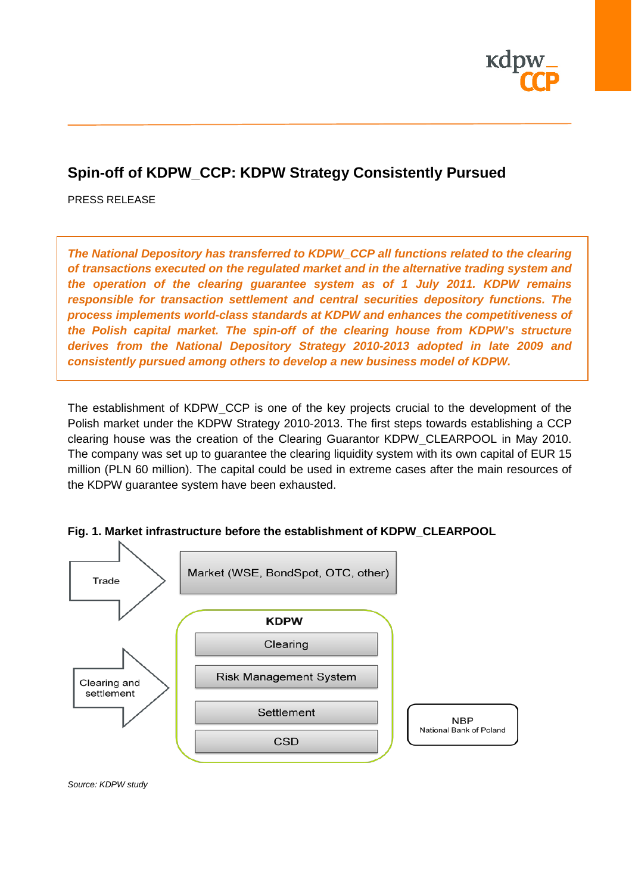# Spin-off of KDPW_CCP: KDPW Strategy Consistently Pursued

PRESS RELEASE

***The National Depository has transferred to KDPW_CCP all functions related to the clearing of transactions executed on the regulated market and in the alternative trading system and the operation of the clearing guarantee system as of 1 July 2011. KDPW remains responsible for transaction settlement and central securities depository functions. The process implements world-class standards at KDPW and enhances the competitiveness of the Polish capital market. The spin-off of the clearing house from KDPW's structure derives from the National Depository Strategy 2010-2013 adopted in late 2009 and consistently pursued among others to develop a new business model of KDPW.***

The establishment of KDPW_CCP is one of the key projects crucial to the development of the Polish market under the KDPW Strategy 2010-2013. The first steps towards establishing a CCP clearing house was the creation of the Clearing Guarantor KDPW_CLEARPOOL in May 2010. The company was set up to guarantee the clearing liquidity system with its own capital of EUR 15 million (PLN 60 million). The capital could be used in extreme cases after the main resources of the KDPW guarantee system have been exhausted.

**Fig. 1. Market infrastructure before the establishment of KDPW_CLEARPOOL**

Trade → Market (WSE, BondSpot, OTC, other)

Clearing and settlement → KDPW: Clearing; Risk Management System; Settlement; CSD

NBP National Bank of Poland

*Source: KDPW study*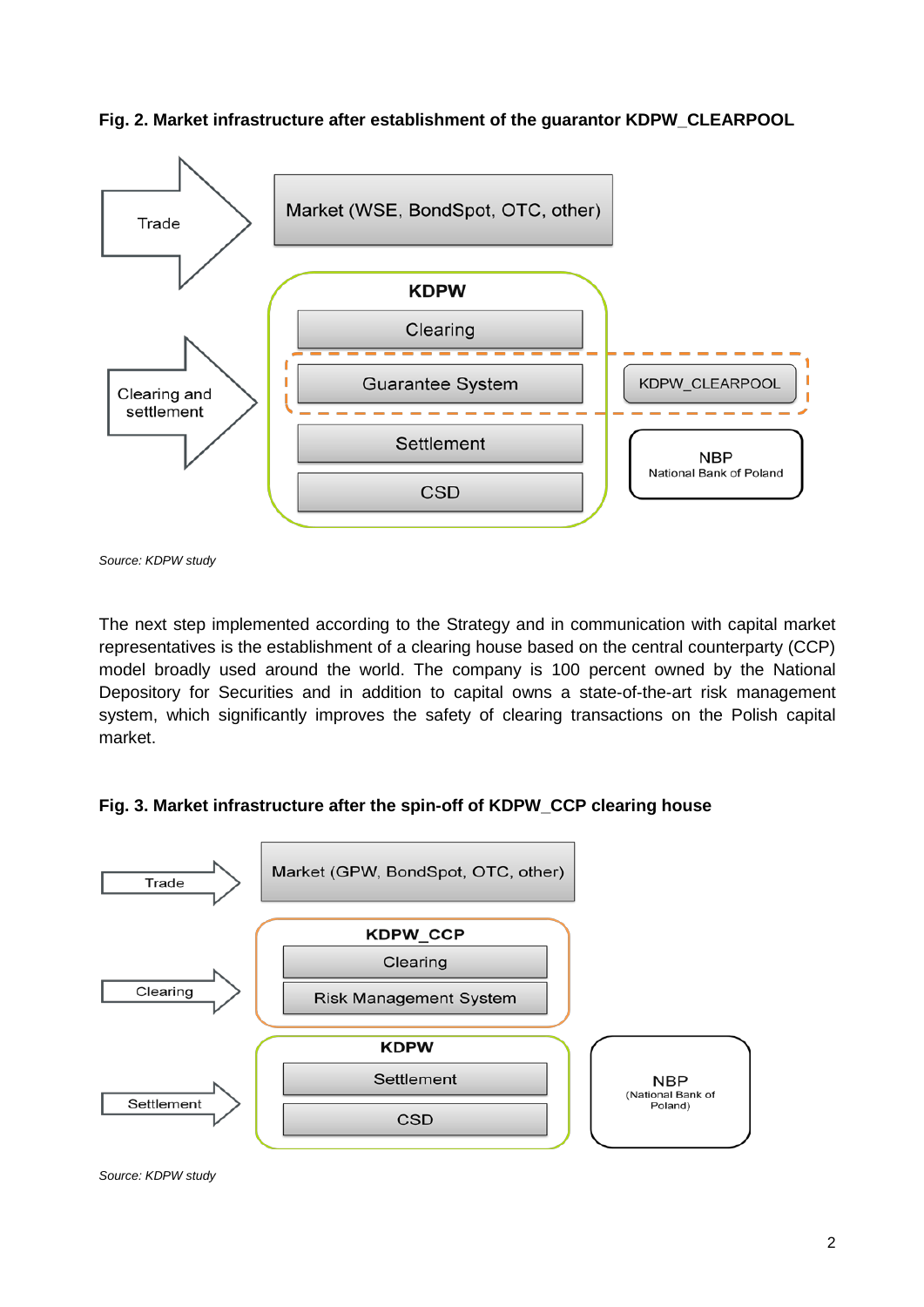**Fig. 2. Market infrastructure after establishment of the guarantor KDPW_CLEARPOOL**

Trade

Market (WSE, BondSpot, OTC, other)

Clearing and settlement

KDPW

Clearing

Guarantee System

Settlement

CSD

KDPW_CLEARPOOL

NBP
National Bank of Poland

*Source: KDPW study*

The next step implemented according to the Strategy and in communication with capital market representatives is the establishment of a clearing house based on the central counterparty (CCP) model broadly used around the world. The company is 100 percent owned by the National Depository for Securities and in addition to capital owns a state-of-the-art risk management system, which significantly improves the safety of clearing transactions on the Polish capital market.

**Fig. 3. Market infrastructure after the spin-off of KDPW_CCP clearing house**

Trade

Market (GPW, BondSpot, OTC, other)

Clearing

KDPW_CCP

Clearing

Risk Management System

Settlement

KDPW

Settlement

CSD

NBP
(National Bank of Poland)

*Source: KDPW study*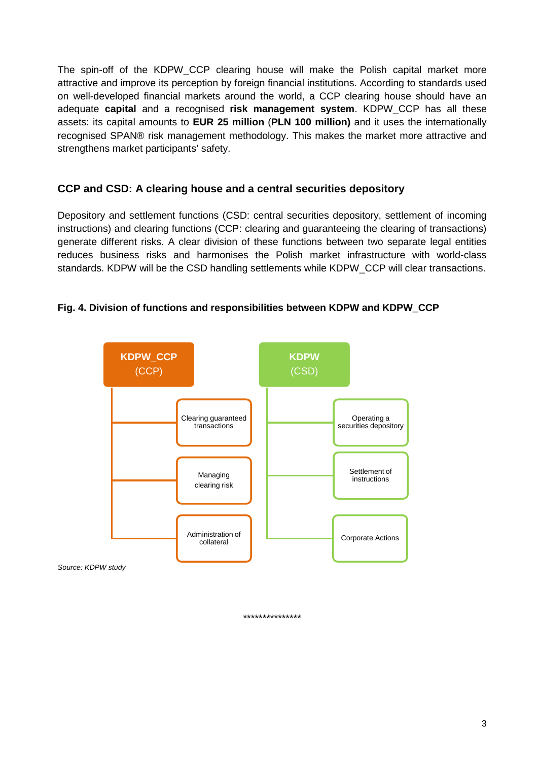The spin-off of the KDPW_CCP clearing house will make the Polish capital market more attractive and improve its perception by foreign financial institutions. According to standards used on well-developed financial markets around the world, a CCP clearing house should have an adequate **capital** and a recognised **risk management system**. KDPW_CCP has all these assets: its capital amounts to **EUR 25 million** (**PLN 100 million)** and it uses the internationally recognised SPAN® risk management methodology. This makes the market more attractive and strengthens market participants' safety.

### CCP and CSD: A clearing house and a central securities depository

Depository and settlement functions (CSD: central securities depository, settlement of incoming instructions) and clearing functions (CCP: clearing and guaranteeing the clearing of transactions) generate different risks. A clear division of these functions between two separate legal entities reduces business risks and harmonises the Polish market infrastructure with world-class standards. KDPW will be the CSD handling settlements while KDPW_CCP will clear transactions.

**Fig. 4. Division of functions and responsibilities between KDPW and KDPW_CCP**

KDPW_CCP (CCP)

Clearing guaranteed transactions

Managing clearing risk

Administration of collateral

KDPW (CSD)

Operating a securities depository

Settlement of instructions

Corporate Actions

*Source: KDPW study*

***************